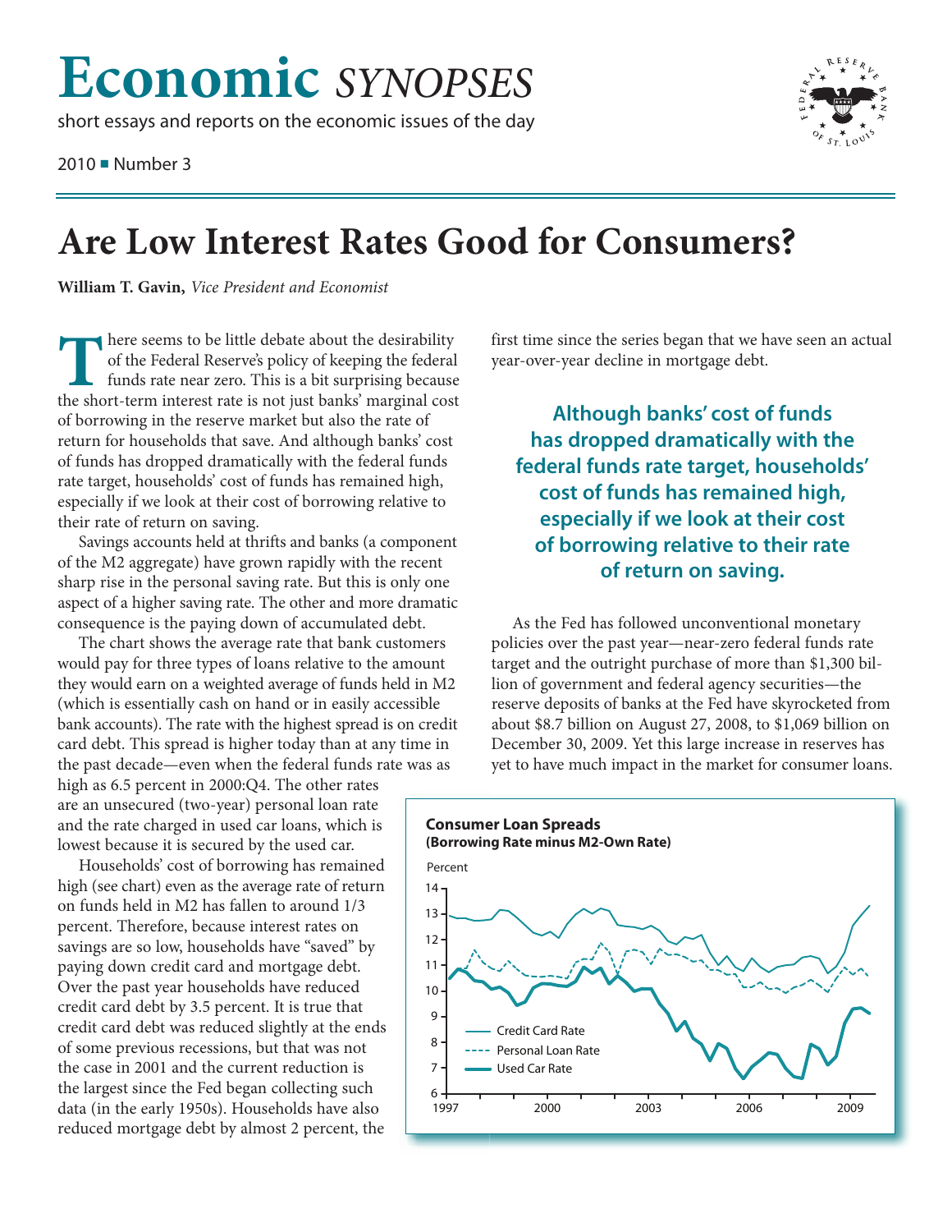# Economic *SYNOPSES*

short essays and reports on the economic issues of the day

2010 ■ Number 3

# Are Low Interest Rates Good for Consumers?

**William T. Gavin,** *Vice President and Economist*

There seems to be little debate about the desirability of the Federal Reserve's policy of keeping the federal funds rate near zero. This is a bit surprising because the short-term interest rate is not just banks' marginal cost of borrowing in the reserve market but also the rate of return for households that save. And although banks' cost of funds has dropped dramatically with the federal funds rate target, households' cost of funds has remained high, especially if we look at their cost of borrowing relative to their rate of return on saving.

Savings accounts held at thrifts and banks (a component of the M2 aggregate) have grown rapidly with the recent sharp rise in the personal saving rate. But this is only one aspect of a higher saving rate. The other and more dramatic consequence is the paying down of accumulated debt.

The chart shows the average rate that bank customers would pay for three types of loans relative to the amount they would earn on a weighted average of funds held in M2 (which is essentially cash on hand or in easily accessible bank accounts). The rate with the highest spread is on credit card debt. This spread is higher today than at any time in the past decade—even when the federal funds rate was as high as 6.5 percent in 2000:Q4. The other rates are an unsecured (two-year) personal loan rate and the rate charged in used car loans, which is lowest because it is secured by the used car.

Households' cost of borrowing has remained high (see chart) even as the average rate of return on funds held in M2 has fallen to around 1/3 percent. Therefore, because interest rates on savings are so low, households have "saved" by paying down credit card and mortgage debt. Over the past year households have reduced credit card debt by 3.5 percent. It is true that credit card debt was reduced slightly at the ends of some previous recessions, but that was not the case in 2001 and the current reduction is the largest since the Fed began collecting such data (in the early 1950s). Households have also reduced mortgage debt by almost 2 percent, the first time since the series began that we have seen an actual year-over-year decline in mortgage debt.

**Although banks' cost of funds has dropped dramatically with the federal funds rate target, households' cost of funds has remained high, especially if we look at their cost of borrowing relative to their rate of return on saving.**

As the Fed has followed unconventional monetary policies over the past year—near-zero federal funds rate target and the outright purchase of more than $1,300 billion of government and federal agency securities—the reserve deposits of banks at the Fed have skyrocketed from about $8.7 billion on August 27, 2008, to $1,069 billion on December 30, 2009. Yet this large increase in reserves has yet to have much impact in the market for consumer loans.

**Consumer Loan Spreads**
**(Borrowing Rate minus M2-Own Rate)**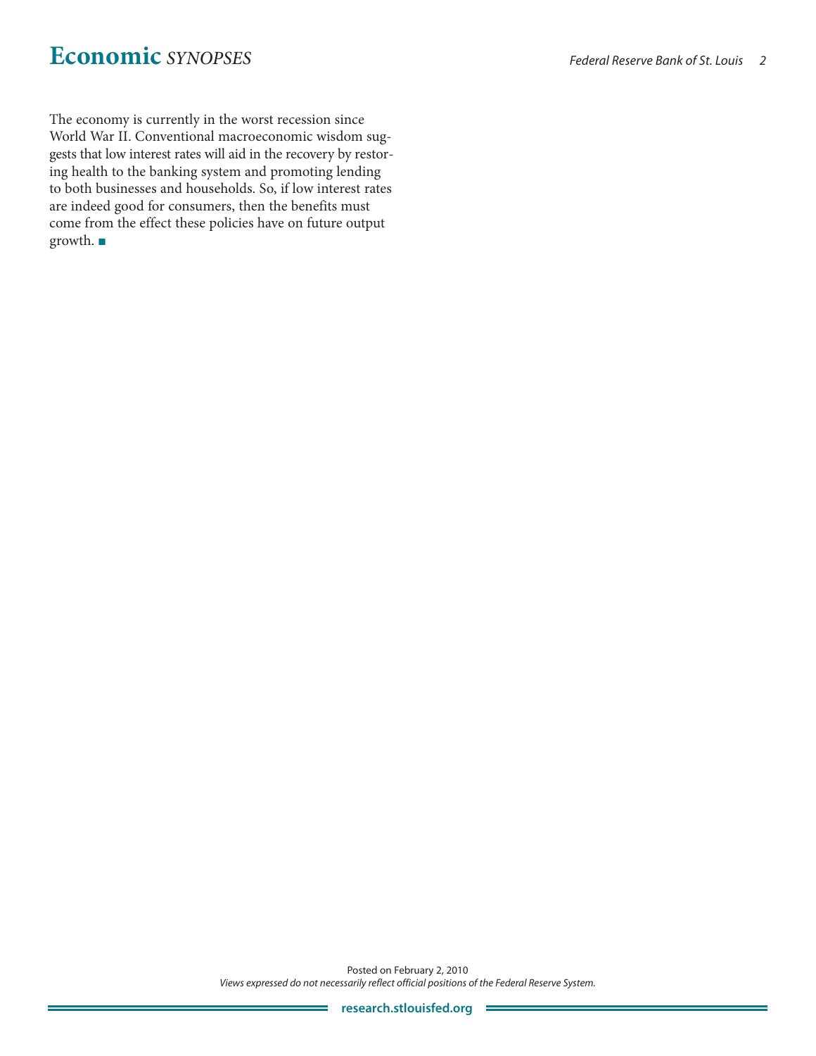The economy is currently in the worst recession since World War II. Conventional macroeconomic wisdom suggests that low interest rates will aid in the recovery by restoring health to the banking system and promoting lending to both businesses and households. So, if low interest rates are indeed good for consumers, then the benefits must come from the effect these policies have on future output growth. ■

Posted on February 2, 2010

*Views expressed do not necessarily reflect official positions of the Federal Reserve System.*